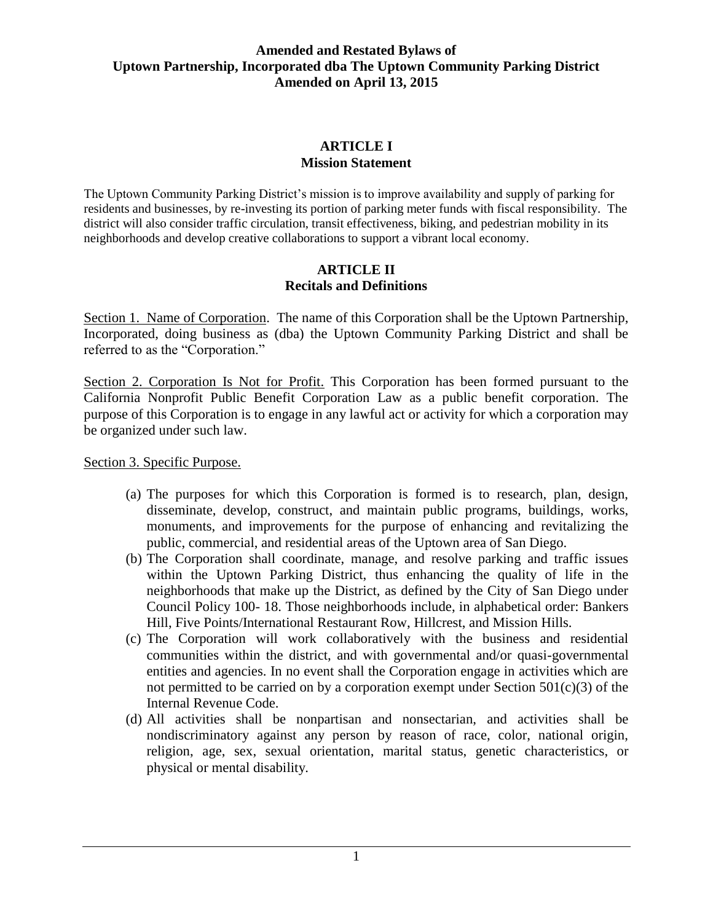# Amended and Restated Bylaws of Uptown Partnership, Incorporated dba The Uptown Community Parking District Amended on April 13, 2015

## ARTICLE I
## Mission Statement

The Uptown Community Parking District's mission is to improve availability and supply of parking for residents and businesses, by re-investing its portion of parking meter funds with fiscal responsibility. The district will also consider traffic circulation, transit effectiveness, biking, and pedestrian mobility in its neighborhoods and develop creative collaborations to support a vibrant local economy.

## ARTICLE II
## Recitals and Definitions

Section 1. Name of Corporation. The name of this Corporation shall be the Uptown Partnership, Incorporated, doing business as (dba) the Uptown Community Parking District and shall be referred to as the "Corporation."

Section 2. Corporation Is Not for Profit. This Corporation has been formed pursuant to the California Nonprofit Public Benefit Corporation Law as a public benefit corporation. The purpose of this Corporation is to engage in any lawful act or activity for which a corporation may be organized under such law.

Section 3. Specific Purpose.

(a) The purposes for which this Corporation is formed is to research, plan, design, disseminate, develop, construct, and maintain public programs, buildings, works, monuments, and improvements for the purpose of enhancing and revitalizing the public, commercial, and residential areas of the Uptown area of San Diego.

(b) The Corporation shall coordinate, manage, and resolve parking and traffic issues within the Uptown Parking District, thus enhancing the quality of life in the neighborhoods that make up the District, as defined by the City of San Diego under Council Policy 100- 18. Those neighborhoods include, in alphabetical order: Bankers Hill, Five Points/International Restaurant Row, Hillcrest, and Mission Hills.

(c) The Corporation will work collaboratively with the business and residential communities within the district, and with governmental and/or quasi-governmental entities and agencies. In no event shall the Corporation engage in activities which are not permitted to be carried on by a corporation exempt under Section 501(c)(3) of the Internal Revenue Code.

(d) All activities shall be nonpartisan and nonsectarian, and activities shall be nondiscriminatory against any person by reason of race, color, national origin, religion, age, sex, sexual orientation, marital status, genetic characteristics, or physical or mental disability.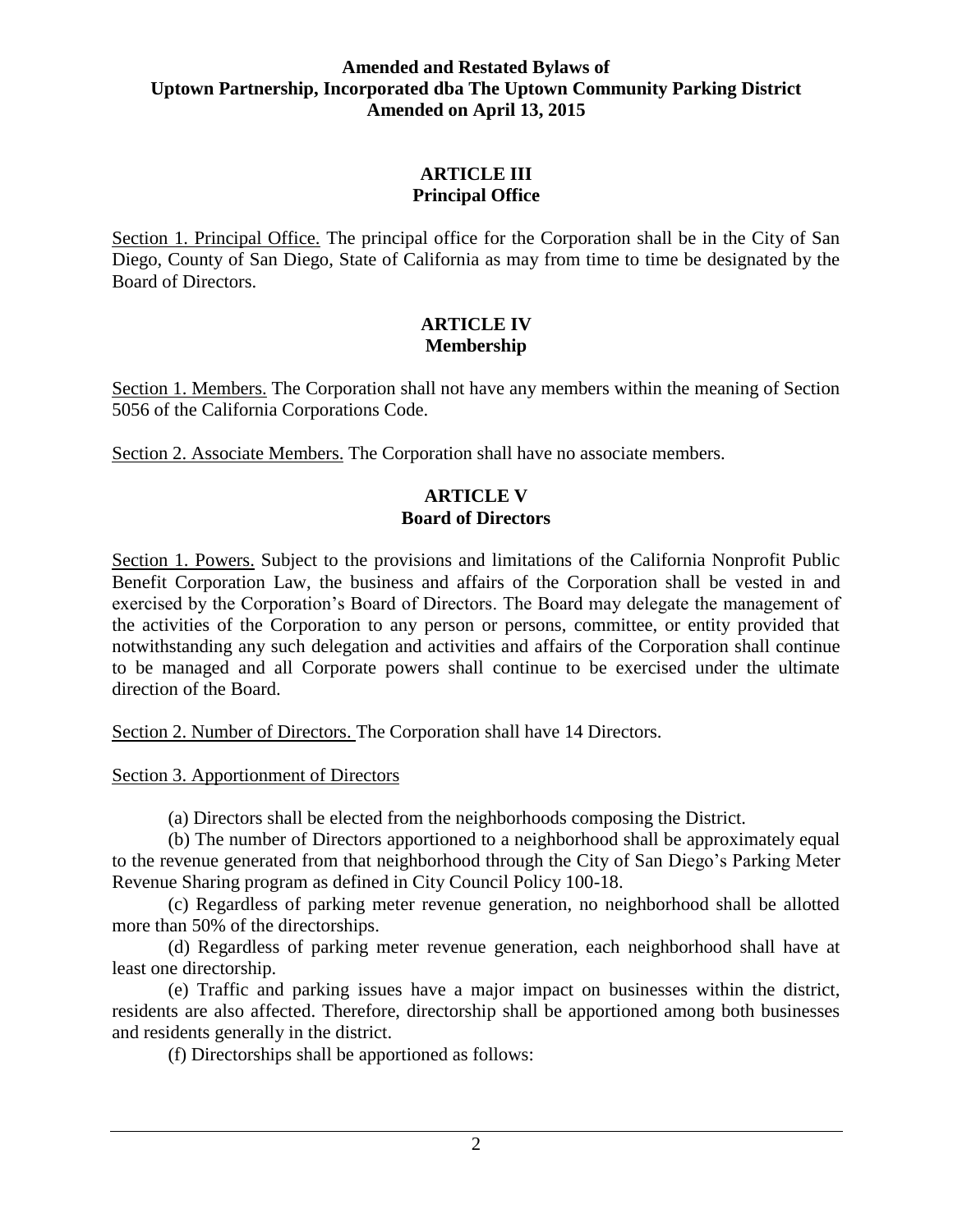## ARTICLE III
## Principal Office

Section 1. Principal Office. The principal office for the Corporation shall be in the City of San Diego, County of San Diego, State of California as may from time to time be designated by the Board of Directors.

## ARTICLE IV
## Membership

Section 1. Members. The Corporation shall not have any members within the meaning of Section 5056 of the California Corporations Code.

Section 2. Associate Members. The Corporation shall have no associate members.

## ARTICLE V
## Board of Directors

Section 1. Powers. Subject to the provisions and limitations of the California Nonprofit Public Benefit Corporation Law, the business and affairs of the Corporation shall be vested in and exercised by the Corporation's Board of Directors. The Board may delegate the management of the activities of the Corporation to any person or persons, committee, or entity provided that notwithstanding any such delegation and activities and affairs of the Corporation shall continue to be managed and all Corporate powers shall continue to be exercised under the ultimate direction of the Board.

Section 2. Number of Directors. The Corporation shall have 14 Directors.

Section 3. Apportionment of Directors

(a) Directors shall be elected from the neighborhoods composing the District.

(b) The number of Directors apportioned to a neighborhood shall be approximately equal to the revenue generated from that neighborhood through the City of San Diego's Parking Meter Revenue Sharing program as defined in City Council Policy 100-18.

(c) Regardless of parking meter revenue generation, no neighborhood shall be allotted more than 50% of the directorships.

(d) Regardless of parking meter revenue generation, each neighborhood shall have at least one directorship.

(e) Traffic and parking issues have a major impact on businesses within the district, residents are also affected. Therefore, directorship shall be apportioned among both businesses and residents generally in the district.

(f) Directorships shall be apportioned as follows: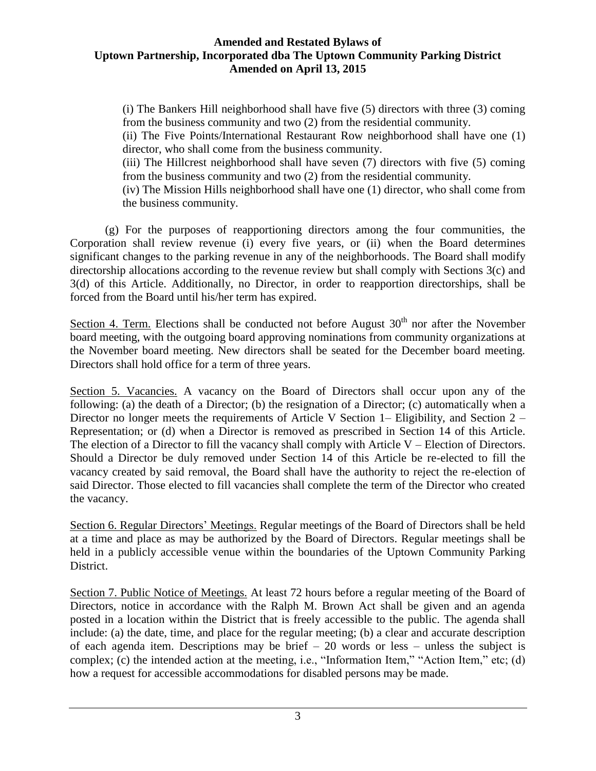(i) The Bankers Hill neighborhood shall have five (5) directors with three (3) coming from the business community and two (2) from the residential community.

(ii) The Five Points/International Restaurant Row neighborhood shall have one (1) director, who shall come from the business community.

(iii) The Hillcrest neighborhood shall have seven (7) directors with five (5) coming from the business community and two (2) from the residential community.

(iv) The Mission Hills neighborhood shall have one (1) director, who shall come from the business community.

(g) For the purposes of reapportioning directors among the four communities, the Corporation shall review revenue (i) every five years, or (ii) when the Board determines significant changes to the parking revenue in any of the neighborhoods. The Board shall modify directorship allocations according to the revenue review but shall comply with Sections 3(c) and 3(d) of this Article. Additionally, no Director, in order to reapportion directorships, shall be forced from the Board until his/her term has expired.

Section 4. Term. Elections shall be conducted not before August 30th nor after the November board meeting, with the outgoing board approving nominations from community organizations at the November board meeting. New directors shall be seated for the December board meeting. Directors shall hold office for a term of three years.

Section 5. Vacancies. A vacancy on the Board of Directors shall occur upon any of the following: (a) the death of a Director; (b) the resignation of a Director; (c) automatically when a Director no longer meets the requirements of Article V Section 1– Eligibility, and Section 2 – Representation; or (d) when a Director is removed as prescribed in Section 14 of this Article. The election of a Director to fill the vacancy shall comply with Article V – Election of Directors. Should a Director be duly removed under Section 14 of this Article be re-elected to fill the vacancy created by said removal, the Board shall have the authority to reject the re-election of said Director. Those elected to fill vacancies shall complete the term of the Director who created the vacancy.

Section 6. Regular Directors' Meetings. Regular meetings of the Board of Directors shall be held at a time and place as may be authorized by the Board of Directors. Regular meetings shall be held in a publicly accessible venue within the boundaries of the Uptown Community Parking District.

Section 7. Public Notice of Meetings. At least 72 hours before a regular meeting of the Board of Directors, notice in accordance with the Ralph M. Brown Act shall be given and an agenda posted in a location within the District that is freely accessible to the public. The agenda shall include: (a) the date, time, and place for the regular meeting; (b) a clear and accurate description of each agenda item. Descriptions may be brief – 20 words or less – unless the subject is complex; (c) the intended action at the meeting, i.e., "Information Item," "Action Item," etc; (d) how a request for accessible accommodations for disabled persons may be made.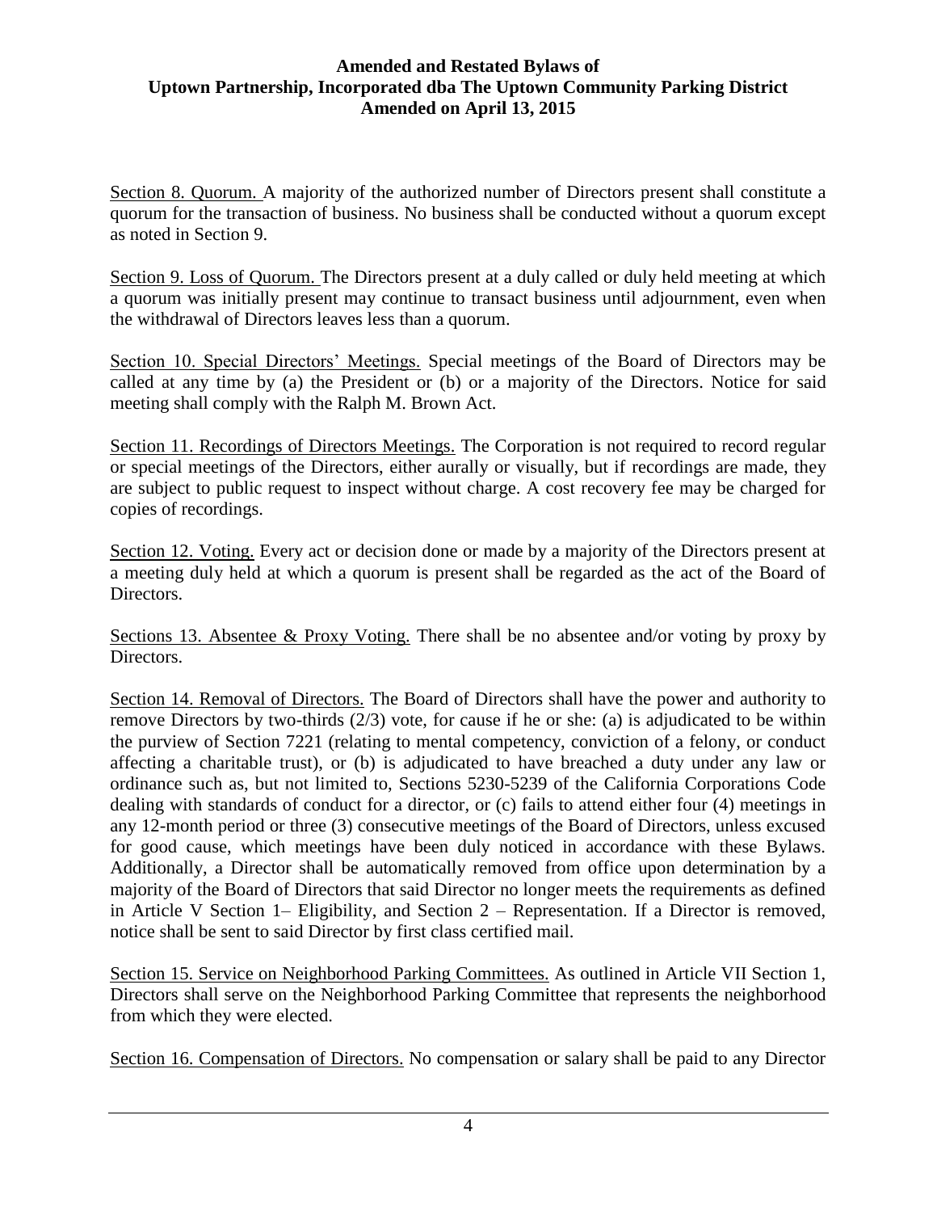Section 8. Quorum. A majority of the authorized number of Directors present shall constitute a quorum for the transaction of business. No business shall be conducted without a quorum except as noted in Section 9.

Section 9. Loss of Quorum. The Directors present at a duly called or duly held meeting at which a quorum was initially present may continue to transact business until adjournment, even when the withdrawal of Directors leaves less than a quorum.

Section 10. Special Directors' Meetings. Special meetings of the Board of Directors may be called at any time by (a) the President or (b) or a majority of the Directors. Notice for said meeting shall comply with the Ralph M. Brown Act.

Section 11. Recordings of Directors Meetings. The Corporation is not required to record regular or special meetings of the Directors, either aurally or visually, but if recordings are made, they are subject to public request to inspect without charge. A cost recovery fee may be charged for copies of recordings.

Section 12. Voting. Every act or decision done or made by a majority of the Directors present at a meeting duly held at which a quorum is present shall be regarded as the act of the Board of Directors.

Sections 13. Absentee & Proxy Voting. There shall be no absentee and/or voting by proxy by Directors.

Section 14. Removal of Directors. The Board of Directors shall have the power and authority to remove Directors by two-thirds (2/3) vote, for cause if he or she: (a) is adjudicated to be within the purview of Section 7221 (relating to mental competency, conviction of a felony, or conduct affecting a charitable trust), or (b) is adjudicated to have breached a duty under any law or ordinance such as, but not limited to, Sections 5230-5239 of the California Corporations Code dealing with standards of conduct for a director, or (c) fails to attend either four (4) meetings in any 12-month period or three (3) consecutive meetings of the Board of Directors, unless excused for good cause, which meetings have been duly noticed in accordance with these Bylaws. Additionally, a Director shall be automatically removed from office upon determination by a majority of the Board of Directors that said Director no longer meets the requirements as defined in Article V Section 1– Eligibility, and Section 2 – Representation. If a Director is removed, notice shall be sent to said Director by first class certified mail.

Section 15. Service on Neighborhood Parking Committees. As outlined in Article VII Section 1, Directors shall serve on the Neighborhood Parking Committee that represents the neighborhood from which they were elected.

Section 16. Compensation of Directors. No compensation or salary shall be paid to any Director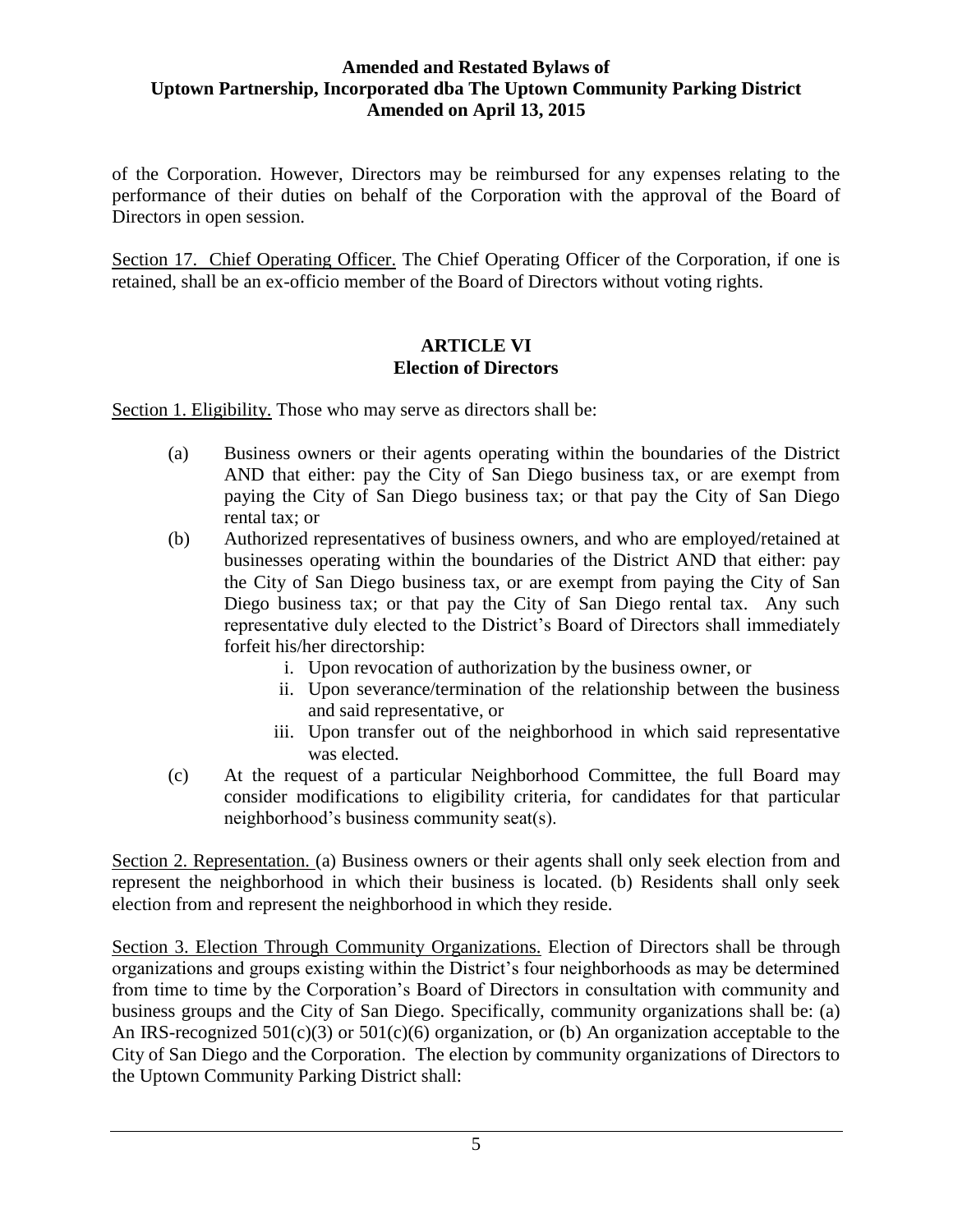of the Corporation. However, Directors may be reimbursed for any expenses relating to the performance of their duties on behalf of the Corporation with the approval of the Board of Directors in open session.

Section 17. Chief Operating Officer. The Chief Operating Officer of the Corporation, if one is retained, shall be an ex-officio member of the Board of Directors without voting rights.

## ARTICLE VI
## Election of Directors

Section 1. Eligibility. Those who may serve as directors shall be:

(a) Business owners or their agents operating within the boundaries of the District AND that either: pay the City of San Diego business tax, or are exempt from paying the City of San Diego business tax; or that pay the City of San Diego rental tax; or

(b) Authorized representatives of business owners, and who are employed/retained at businesses operating within the boundaries of the District AND that either: pay the City of San Diego business tax, or are exempt from paying the City of San Diego business tax; or that pay the City of San Diego rental tax. Any such representative duly elected to the District's Board of Directors shall immediately forfeit his/her directorship:

  i. Upon revocation of authorization by the business owner, or
  ii. Upon severance/termination of the relationship between the business and said representative, or
  iii. Upon transfer out of the neighborhood in which said representative was elected.

(c) At the request of a particular Neighborhood Committee, the full Board may consider modifications to eligibility criteria, for candidates for that particular neighborhood's business community seat(s).

Section 2. Representation. (a) Business owners or their agents shall only seek election from and represent the neighborhood in which their business is located. (b) Residents shall only seek election from and represent the neighborhood in which they reside.

Section 3. Election Through Community Organizations. Election of Directors shall be through organizations and groups existing within the District's four neighborhoods as may be determined from time to time by the Corporation's Board of Directors in consultation with community and business groups and the City of San Diego. Specifically, community organizations shall be: (a) An IRS-recognized 501(c)(3) or 501(c)(6) organization, or (b) An organization acceptable to the City of San Diego and the Corporation. The election by community organizations of Directors to the Uptown Community Parking District shall: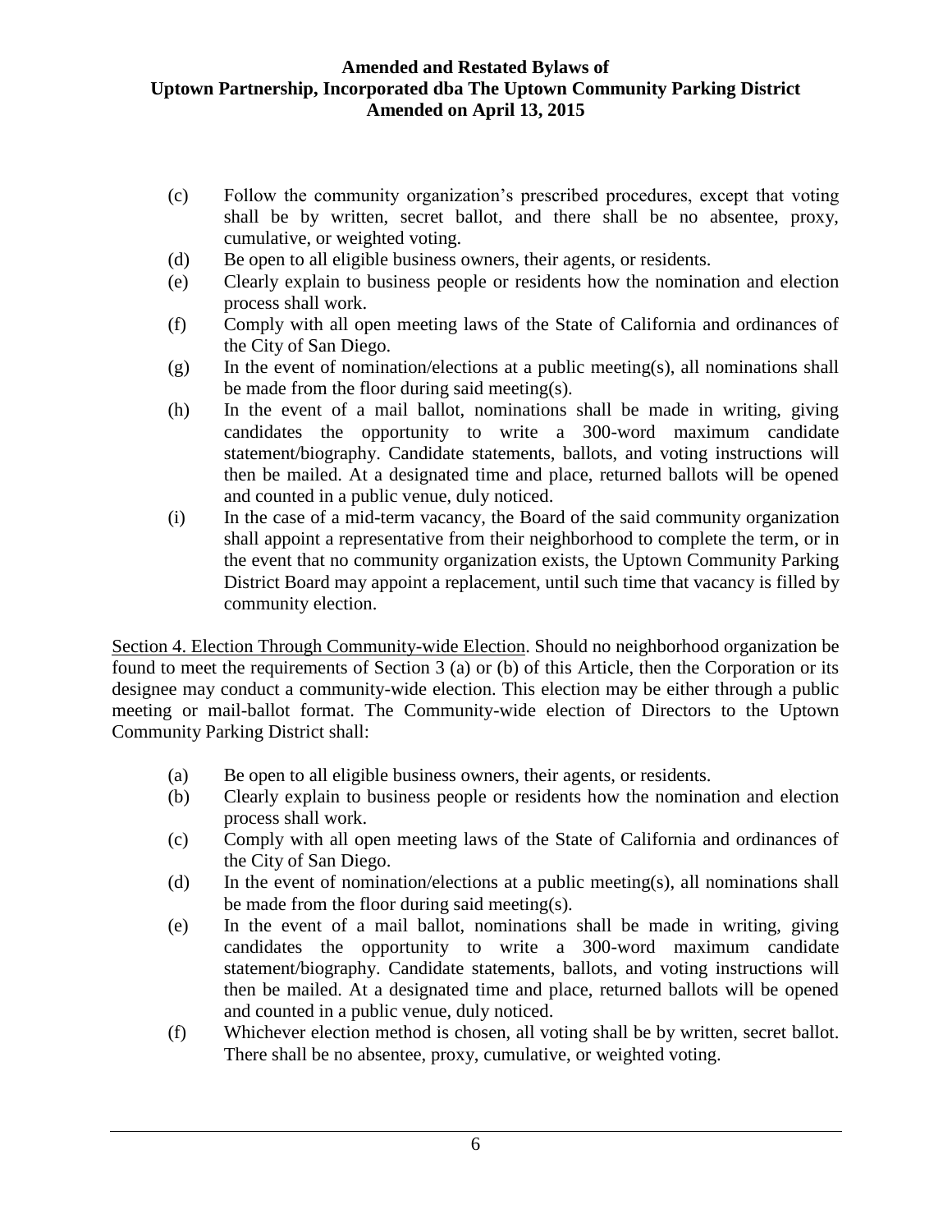(c) Follow the community organization's prescribed procedures, except that voting shall be by written, secret ballot, and there shall be no absentee, proxy, cumulative, or weighted voting.

(d) Be open to all eligible business owners, their agents, or residents.

(e) Clearly explain to business people or residents how the nomination and election process shall work.

(f) Comply with all open meeting laws of the State of California and ordinances of the City of San Diego.

(g) In the event of nomination/elections at a public meeting(s), all nominations shall be made from the floor during said meeting(s).

(h) In the event of a mail ballot, nominations shall be made in writing, giving candidates the opportunity to write a 300-word maximum candidate statement/biography. Candidate statements, ballots, and voting instructions will then be mailed. At a designated time and place, returned ballots will be opened and counted in a public venue, duly noticed.

(i) In the case of a mid-term vacancy, the Board of the said community organization shall appoint a representative from their neighborhood to complete the term, or in the event that no community organization exists, the Uptown Community Parking District Board may appoint a replacement, until such time that vacancy is filled by community election.

<u>Section 4. Election Through Community-wide Election</u>. Should no neighborhood organization be found to meet the requirements of Section 3 (a) or (b) of this Article, then the Corporation or its designee may conduct a community-wide election. This election may be either through a public meeting or mail-ballot format. The Community-wide election of Directors to the Uptown Community Parking District shall:

(a) Be open to all eligible business owners, their agents, or residents.

(b) Clearly explain to business people or residents how the nomination and election process shall work.

(c) Comply with all open meeting laws of the State of California and ordinances of the City of San Diego.

(d) In the event of nomination/elections at a public meeting(s), all nominations shall be made from the floor during said meeting(s).

(e) In the event of a mail ballot, nominations shall be made in writing, giving candidates the opportunity to write a 300-word maximum candidate statement/biography. Candidate statements, ballots, and voting instructions will then be mailed. At a designated time and place, returned ballots will be opened and counted in a public venue, duly noticed.

(f) Whichever election method is chosen, all voting shall be by written, secret ballot. There shall be no absentee, proxy, cumulative, or weighted voting.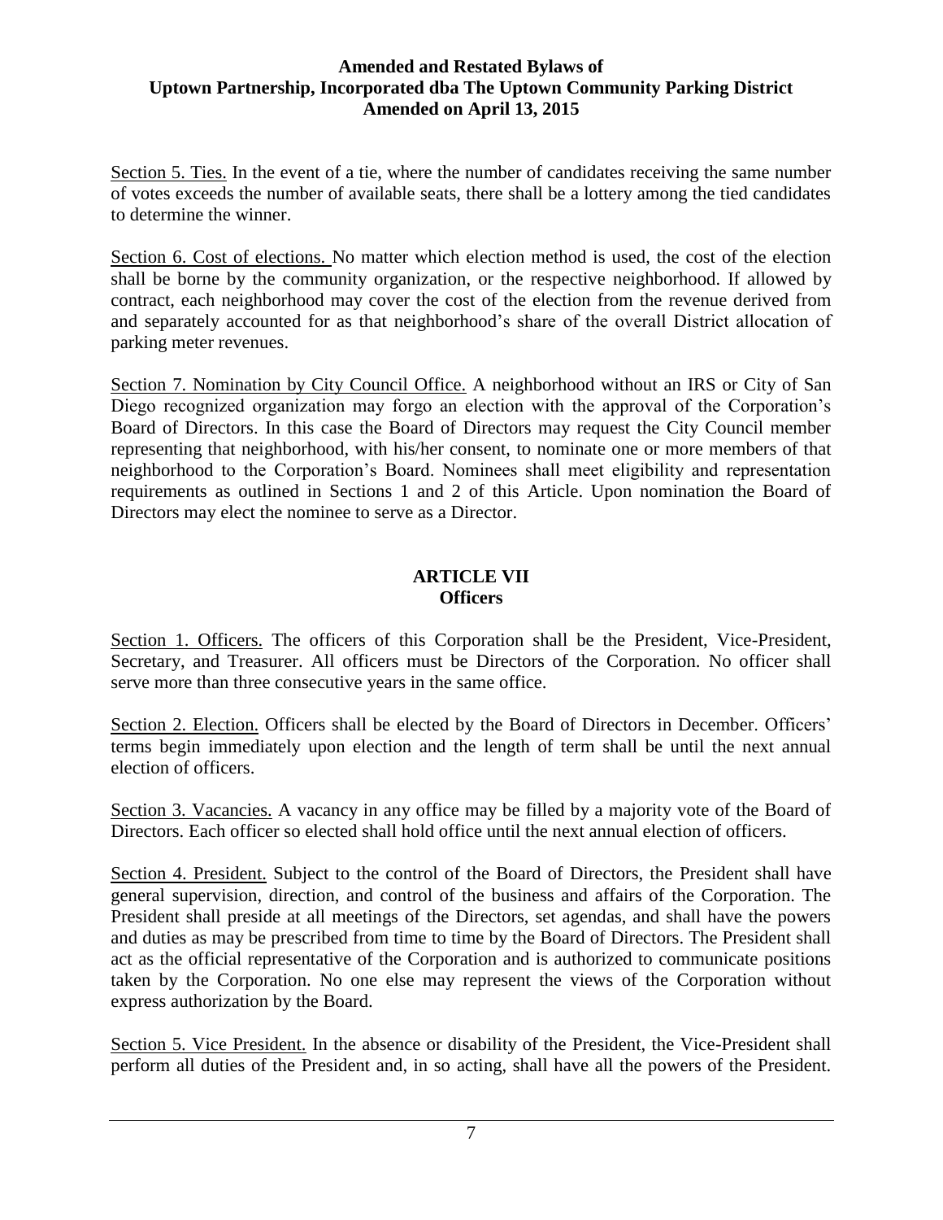Section 5. Ties. In the event of a tie, where the number of candidates receiving the same number of votes exceeds the number of available seats, there shall be a lottery among the tied candidates to determine the winner.

Section 6. Cost of elections. No matter which election method is used, the cost of the election shall be borne by the community organization, or the respective neighborhood. If allowed by contract, each neighborhood may cover the cost of the election from the revenue derived from and separately accounted for as that neighborhood's share of the overall District allocation of parking meter revenues.

Section 7. Nomination by City Council Office. A neighborhood without an IRS or City of San Diego recognized organization may forgo an election with the approval of the Corporation's Board of Directors. In this case the Board of Directors may request the City Council member representing that neighborhood, with his/her consent, to nominate one or more members of that neighborhood to the Corporation's Board. Nominees shall meet eligibility and representation requirements as outlined in Sections 1 and 2 of this Article. Upon nomination the Board of Directors may elect the nominee to serve as a Director.

## ARTICLE VII
## Officers

Section 1. Officers. The officers of this Corporation shall be the President, Vice-President, Secretary, and Treasurer. All officers must be Directors of the Corporation. No officer shall serve more than three consecutive years in the same office.

Section 2. Election. Officers shall be elected by the Board of Directors in December. Officers' terms begin immediately upon election and the length of term shall be until the next annual election of officers.

Section 3. Vacancies. A vacancy in any office may be filled by a majority vote of the Board of Directors. Each officer so elected shall hold office until the next annual election of officers.

Section 4. President. Subject to the control of the Board of Directors, the President shall have general supervision, direction, and control of the business and affairs of the Corporation. The President shall preside at all meetings of the Directors, set agendas, and shall have the powers and duties as may be prescribed from time to time by the Board of Directors. The President shall act as the official representative of the Corporation and is authorized to communicate positions taken by the Corporation. No one else may represent the views of the Corporation without express authorization by the Board.

Section 5. Vice President. In the absence or disability of the President, the Vice-President shall perform all duties of the President and, in so acting, shall have all the powers of the President.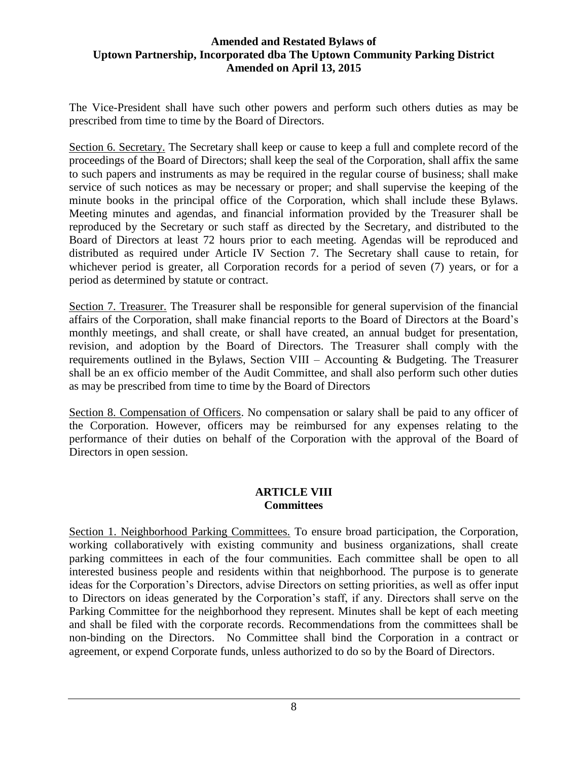The Vice-President shall have such other powers and perform such others duties as may be prescribed from time to time by the Board of Directors.

Section 6. Secretary. The Secretary shall keep or cause to keep a full and complete record of the proceedings of the Board of Directors; shall keep the seal of the Corporation, shall affix the same to such papers and instruments as may be required in the regular course of business; shall make service of such notices as may be necessary or proper; and shall supervise the keeping of the minute books in the principal office of the Corporation, which shall include these Bylaws. Meeting minutes and agendas, and financial information provided by the Treasurer shall be reproduced by the Secretary or such staff as directed by the Secretary, and distributed to the Board of Directors at least 72 hours prior to each meeting. Agendas will be reproduced and distributed as required under Article IV Section 7. The Secretary shall cause to retain, for whichever period is greater, all Corporation records for a period of seven (7) years, or for a period as determined by statute or contract.

Section 7. Treasurer. The Treasurer shall be responsible for general supervision of the financial affairs of the Corporation, shall make financial reports to the Board of Directors at the Board's monthly meetings, and shall create, or shall have created, an annual budget for presentation, revision, and adoption by the Board of Directors. The Treasurer shall comply with the requirements outlined in the Bylaws, Section VIII – Accounting & Budgeting. The Treasurer shall be an ex officio member of the Audit Committee, and shall also perform such other duties as may be prescribed from time to time by the Board of Directors

Section 8. Compensation of Officers. No compensation or salary shall be paid to any officer of the Corporation. However, officers may be reimbursed for any expenses relating to the performance of their duties on behalf of the Corporation with the approval of the Board of Directors in open session.

## ARTICLE VIII
## Committees

Section 1. Neighborhood Parking Committees. To ensure broad participation, the Corporation, working collaboratively with existing community and business organizations, shall create parking committees in each of the four communities. Each committee shall be open to all interested business people and residents within that neighborhood. The purpose is to generate ideas for the Corporation's Directors, advise Directors on setting priorities, as well as offer input to Directors on ideas generated by the Corporation's staff, if any. Directors shall serve on the Parking Committee for the neighborhood they represent. Minutes shall be kept of each meeting and shall be filed with the corporate records. Recommendations from the committees shall be non-binding on the Directors. No Committee shall bind the Corporation in a contract or agreement, or expend Corporate funds, unless authorized to do so by the Board of Directors.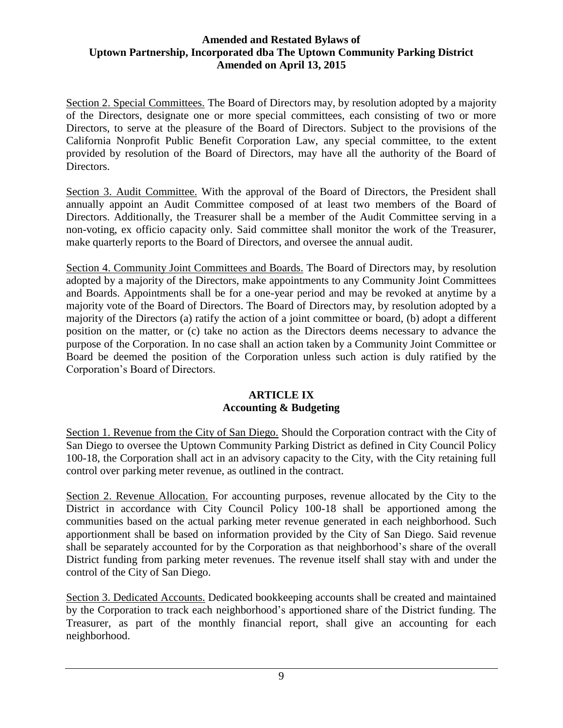Section 2. Special Committees. The Board of Directors may, by resolution adopted by a majority of the Directors, designate one or more special committees, each consisting of two or more Directors, to serve at the pleasure of the Board of Directors. Subject to the provisions of the California Nonprofit Public Benefit Corporation Law, any special committee, to the extent provided by resolution of the Board of Directors, may have all the authority of the Board of Directors.

Section 3. Audit Committee. With the approval of the Board of Directors, the President shall annually appoint an Audit Committee composed of at least two members of the Board of Directors. Additionally, the Treasurer shall be a member of the Audit Committee serving in a non-voting, ex officio capacity only. Said committee shall monitor the work of the Treasurer, make quarterly reports to the Board of Directors, and oversee the annual audit.

Section 4. Community Joint Committees and Boards. The Board of Directors may, by resolution adopted by a majority of the Directors, make appointments to any Community Joint Committees and Boards. Appointments shall be for a one-year period and may be revoked at anytime by a majority vote of the Board of Directors. The Board of Directors may, by resolution adopted by a majority of the Directors (a) ratify the action of a joint committee or board, (b) adopt a different position on the matter, or (c) take no action as the Directors deems necessary to advance the purpose of the Corporation. In no case shall an action taken by a Community Joint Committee or Board be deemed the position of the Corporation unless such action is duly ratified by the Corporation's Board of Directors.

## ARTICLE IX
## Accounting & Budgeting

Section 1. Revenue from the City of San Diego. Should the Corporation contract with the City of San Diego to oversee the Uptown Community Parking District as defined in City Council Policy 100-18, the Corporation shall act in an advisory capacity to the City, with the City retaining full control over parking meter revenue, as outlined in the contract.

Section 2. Revenue Allocation. For accounting purposes, revenue allocated by the City to the District in accordance with City Council Policy 100-18 shall be apportioned among the communities based on the actual parking meter revenue generated in each neighborhood. Such apportionment shall be based on information provided by the City of San Diego. Said revenue shall be separately accounted for by the Corporation as that neighborhood's share of the overall District funding from parking meter revenues. The revenue itself shall stay with and under the control of the City of San Diego.

Section 3. Dedicated Accounts. Dedicated bookkeeping accounts shall be created and maintained by the Corporation to track each neighborhood's apportioned share of the District funding. The Treasurer, as part of the monthly financial report, shall give an accounting for each neighborhood.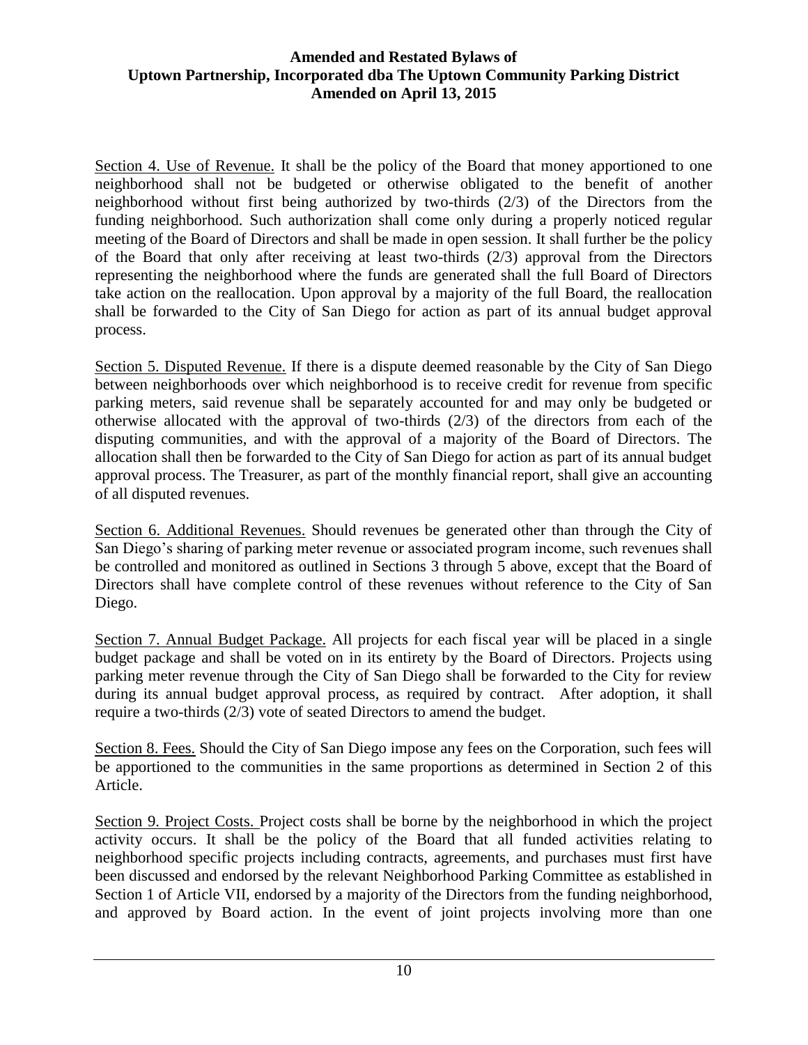Section 4. Use of Revenue. It shall be the policy of the Board that money apportioned to one neighborhood shall not be budgeted or otherwise obligated to the benefit of another neighborhood without first being authorized by two-thirds (2/3) of the Directors from the funding neighborhood. Such authorization shall come only during a properly noticed regular meeting of the Board of Directors and shall be made in open session. It shall further be the policy of the Board that only after receiving at least two-thirds (2/3) approval from the Directors representing the neighborhood where the funds are generated shall the full Board of Directors take action on the reallocation. Upon approval by a majority of the full Board, the reallocation shall be forwarded to the City of San Diego for action as part of its annual budget approval process.

Section 5. Disputed Revenue. If there is a dispute deemed reasonable by the City of San Diego between neighborhoods over which neighborhood is to receive credit for revenue from specific parking meters, said revenue shall be separately accounted for and may only be budgeted or otherwise allocated with the approval of two-thirds (2/3) of the directors from each of the disputing communities, and with the approval of a majority of the Board of Directors. The allocation shall then be forwarded to the City of San Diego for action as part of its annual budget approval process. The Treasurer, as part of the monthly financial report, shall give an accounting of all disputed revenues.

Section 6. Additional Revenues. Should revenues be generated other than through the City of San Diego's sharing of parking meter revenue or associated program income, such revenues shall be controlled and monitored as outlined in Sections 3 through 5 above, except that the Board of Directors shall have complete control of these revenues without reference to the City of San Diego.

Section 7. Annual Budget Package. All projects for each fiscal year will be placed in a single budget package and shall be voted on in its entirety by the Board of Directors. Projects using parking meter revenue through the City of San Diego shall be forwarded to the City for review during its annual budget approval process, as required by contract. After adoption, it shall require a two-thirds (2/3) vote of seated Directors to amend the budget.

Section 8. Fees. Should the City of San Diego impose any fees on the Corporation, such fees will be apportioned to the communities in the same proportions as determined in Section 2 of this Article.

Section 9. Project Costs. Project costs shall be borne by the neighborhood in which the project activity occurs. It shall be the policy of the Board that all funded activities relating to neighborhood specific projects including contracts, agreements, and purchases must first have been discussed and endorsed by the relevant Neighborhood Parking Committee as established in Section 1 of Article VII, endorsed by a majority of the Directors from the funding neighborhood, and approved by Board action. In the event of joint projects involving more than one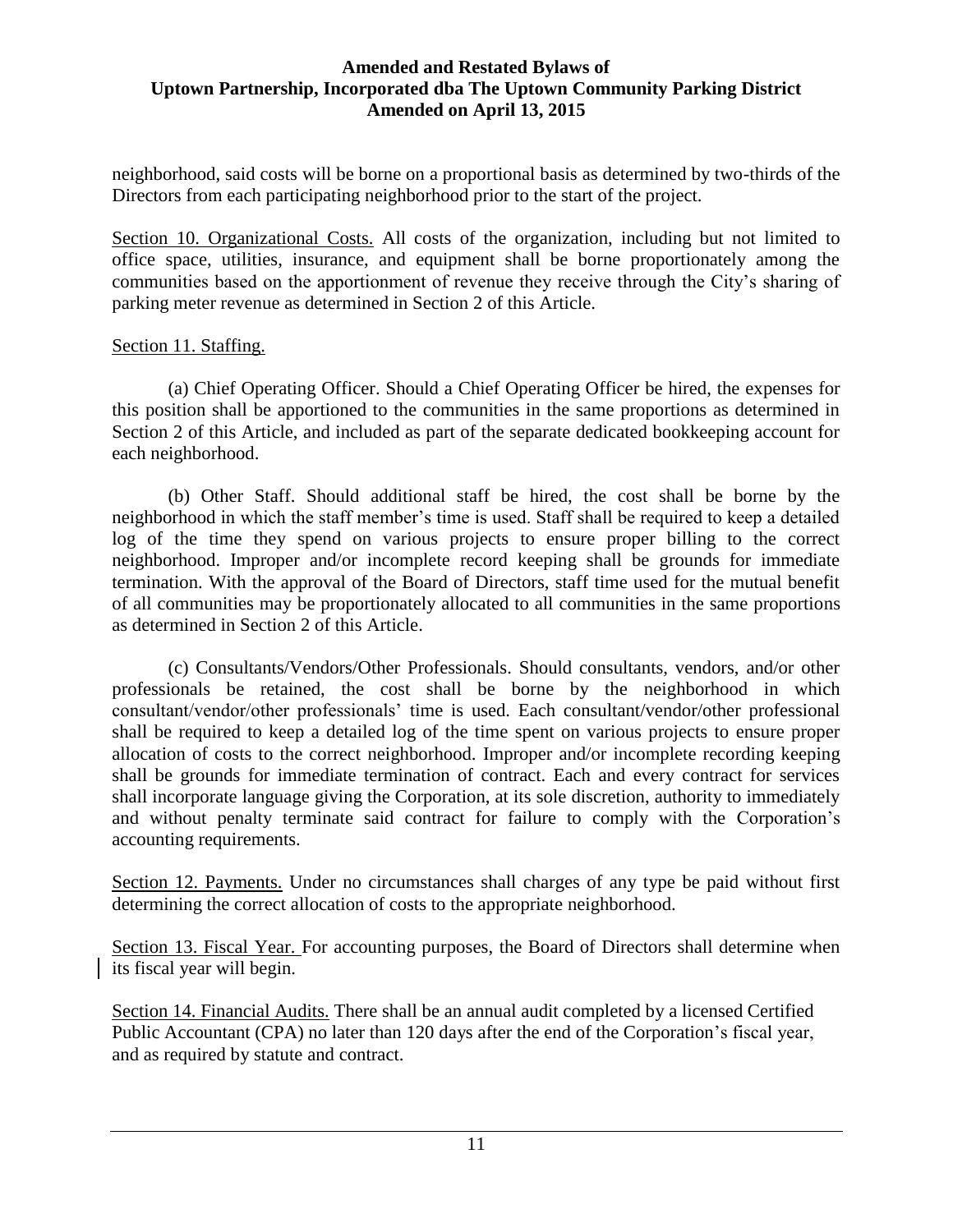neighborhood, said costs will be borne on a proportional basis as determined by two-thirds of the Directors from each participating neighborhood prior to the start of the project.

Section 10. Organizational Costs. All costs of the organization, including but not limited to office space, utilities, insurance, and equipment shall be borne proportionately among the communities based on the apportionment of revenue they receive through the City's sharing of parking meter revenue as determined in Section 2 of this Article.

Section 11. Staffing.

(a) Chief Operating Officer. Should a Chief Operating Officer be hired, the expenses for this position shall be apportioned to the communities in the same proportions as determined in Section 2 of this Article, and included as part of the separate dedicated bookkeeping account for each neighborhood.

(b) Other Staff. Should additional staff be hired, the cost shall be borne by the neighborhood in which the staff member's time is used. Staff shall be required to keep a detailed log of the time they spend on various projects to ensure proper billing to the correct neighborhood. Improper and/or incomplete record keeping shall be grounds for immediate termination. With the approval of the Board of Directors, staff time used for the mutual benefit of all communities may be proportionately allocated to all communities in the same proportions as determined in Section 2 of this Article.

(c) Consultants/Vendors/Other Professionals. Should consultants, vendors, and/or other professionals be retained, the cost shall be borne by the neighborhood in which consultant/vendor/other professionals' time is used. Each consultant/vendor/other professional shall be required to keep a detailed log of the time spent on various projects to ensure proper allocation of costs to the correct neighborhood. Improper and/or incomplete recording keeping shall be grounds for immediate termination of contract. Each and every contract for services shall incorporate language giving the Corporation, at its sole discretion, authority to immediately and without penalty terminate said contract for failure to comply with the Corporation's accounting requirements.

Section 12. Payments. Under no circumstances shall charges of any type be paid without first determining the correct allocation of costs to the appropriate neighborhood.

Section 13. Fiscal Year. For accounting purposes, the Board of Directors shall determine when its fiscal year will begin.

Section 14. Financial Audits. There shall be an annual audit completed by a licensed Certified Public Accountant (CPA) no later than 120 days after the end of the Corporation's fiscal year, and as required by statute and contract.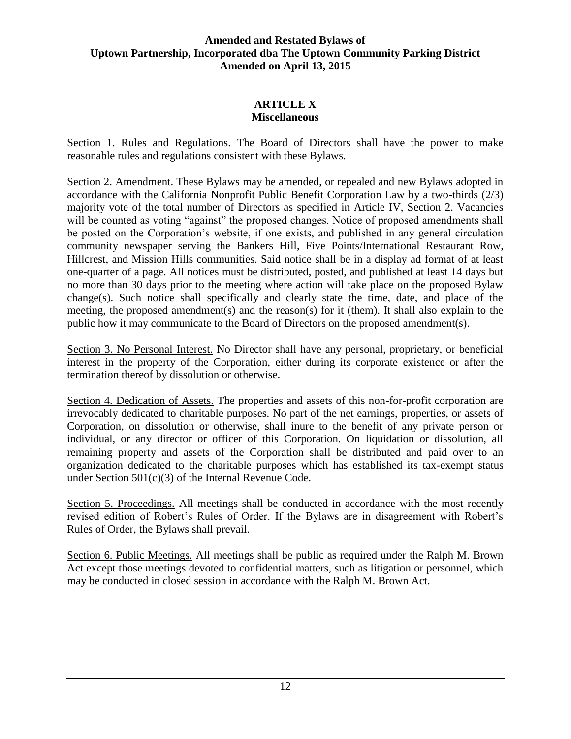## ARTICLE X
### Miscellaneous

Section 1. Rules and Regulations. The Board of Directors shall have the power to make reasonable rules and regulations consistent with these Bylaws.

Section 2. Amendment. These Bylaws may be amended, or repealed and new Bylaws adopted in accordance with the California Nonprofit Public Benefit Corporation Law by a two-thirds (2/3) majority vote of the total number of Directors as specified in Article IV, Section 2. Vacancies will be counted as voting "against" the proposed changes. Notice of proposed amendments shall be posted on the Corporation's website, if one exists, and published in any general circulation community newspaper serving the Bankers Hill, Five Points/International Restaurant Row, Hillcrest, and Mission Hills communities. Said notice shall be in a display ad format of at least one-quarter of a page. All notices must be distributed, posted, and published at least 14 days but no more than 30 days prior to the meeting where action will take place on the proposed Bylaw change(s). Such notice shall specifically and clearly state the time, date, and place of the meeting, the proposed amendment(s) and the reason(s) for it (them). It shall also explain to the public how it may communicate to the Board of Directors on the proposed amendment(s).

Section 3. No Personal Interest. No Director shall have any personal, proprietary, or beneficial interest in the property of the Corporation, either during its corporate existence or after the termination thereof by dissolution or otherwise.

Section 4. Dedication of Assets. The properties and assets of this non-for-profit corporation are irrevocably dedicated to charitable purposes. No part of the net earnings, properties, or assets of Corporation, on dissolution or otherwise, shall inure to the benefit of any private person or individual, or any director or officer of this Corporation. On liquidation or dissolution, all remaining property and assets of the Corporation shall be distributed and paid over to an organization dedicated to the charitable purposes which has established its tax-exempt status under Section 501(c)(3) of the Internal Revenue Code.

Section 5. Proceedings. All meetings shall be conducted in accordance with the most recently revised edition of Robert's Rules of Order. If the Bylaws are in disagreement with Robert's Rules of Order, the Bylaws shall prevail.

Section 6. Public Meetings. All meetings shall be public as required under the Ralph M. Brown Act except those meetings devoted to confidential matters, such as litigation or personnel, which may be conducted in closed session in accordance with the Ralph M. Brown Act.